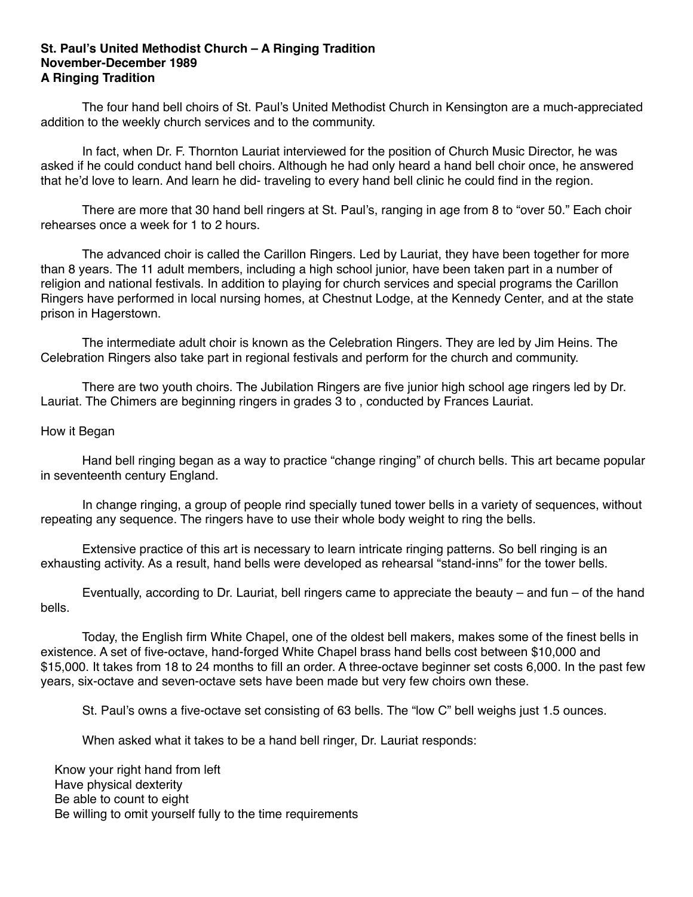**St. Paul's United Methodist Church – A Ringing Tradition**
**November-December 1989**
**A Ringing Tradition**

The four hand bell choirs of St. Paul's United Methodist Church in Kensington are a much-appreciated addition to the weekly church services and to the community.

In fact, when Dr. F. Thornton Lauriat interviewed for the position of Church Music Director, he was asked if he could conduct hand bell choirs. Although he had only heard a hand bell choir once, he answered that he'd love to learn. And learn he did- traveling to every hand bell clinic he could find in the region.

There are more that 30 hand bell ringers at St. Paul's, ranging in age from 8 to "over 50." Each choir rehearses once a week for 1 to 2 hours.

The advanced choir is called the Carillon Ringers. Led by Lauriat, they have been together for more than 8 years. The 11 adult members, including a high school junior, have been taken part in a number of religion and national festivals. In addition to playing for church services and special programs the Carillon Ringers have performed in local nursing homes, at Chestnut Lodge, at the Kennedy Center, and at the state prison in Hagerstown.

The intermediate adult choir is known as the Celebration Ringers. They are led by Jim Heins. The Celebration Ringers also take part in regional festivals and perform for the church and community.

There are two youth choirs. The Jubilation Ringers are five junior high school age ringers led by Dr. Lauriat. The Chimers are beginning ringers in grades 3 to , conducted by Frances Lauriat.

How it Began

Hand bell ringing began as a way to practice "change ringing" of church bells. This art became popular in seventeenth century England.

In change ringing, a group of people rind specially tuned tower bells in a variety of sequences, without repeating any sequence. The ringers have to use their whole body weight to ring the bells.

Extensive practice of this art is necessary to learn intricate ringing patterns. So bell ringing is an exhausting activity. As a result, hand bells were developed as rehearsal "stand-inns" for the tower bells.

Eventually, according to Dr. Lauriat, bell ringers came to appreciate the beauty – and fun – of the hand bells.

Today, the English firm White Chapel, one of the oldest bell makers, makes some of the finest bells in existence. A set of five-octave, hand-forged White Chapel brass hand bells cost between $10,000 and $15,000. It takes from 18 to 24 months to fill an order. A three-octave beginner set costs 6,000. In the past few years, six-octave and seven-octave sets have been made but very few choirs own these.

St. Paul's owns a five-octave set consisting of 63 bells. The "low C" bell weighs just 1.5 ounces.

When asked what it takes to be a hand bell ringer, Dr. Lauriat responds:

Know your right hand from left
Have physical dexterity
Be able to count to eight
Be willing to omit yourself fully to the time requirements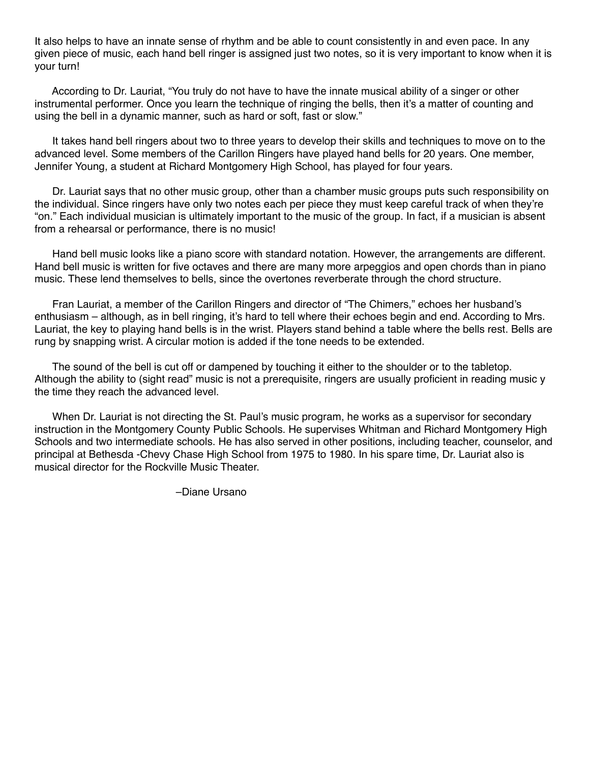It also helps to have an innate sense of rhythm and be able to count consistently in and even pace. In any given piece of music, each hand bell ringer is assigned just two notes, so it is very important to know when it is your turn!

According to Dr. Lauriat, "You truly do not have to have the innate musical ability of a singer or other instrumental performer. Once you learn the technique of ringing the bells, then it's a matter of counting and using the bell in a dynamic manner, such as hard or soft, fast or slow."

It takes hand bell ringers about two to three years to develop their skills and techniques to move on to the advanced level. Some members of the Carillon Ringers have played hand bells for 20 years. One member, Jennifer Young, a student at Richard Montgomery High School, has played for four years.

Dr. Lauriat says that no other music group, other than a chamber music groups puts such responsibility on the individual. Since ringers have only two notes each per piece they must keep careful track of when they're "on." Each individual musician is ultimately important to the music of the group. In fact, if a musician is absent from a rehearsal or performance, there is no music!

Hand bell music looks like a piano score with standard notation. However, the arrangements are different. Hand bell music is written for five octaves and there are many more arpeggios and open chords than in piano music. These lend themselves to bells, since the overtones reverberate through the chord structure.

Fran Lauriat, a member of the Carillon Ringers and director of "The Chimers," echoes her husband's enthusiasm – although, as in bell ringing, it's hard to tell where their echoes begin and end. According to Mrs. Lauriat, the key to playing hand bells is in the wrist. Players stand behind a table where the bells rest. Bells are rung by snapping wrist. A circular motion is added if the tone needs to be extended.

The sound of the bell is cut off or dampened by touching it either to the shoulder or to the tabletop. Although the ability to (sight read" music is not a prerequisite, ringers are usually proficient in reading music y the time they reach the advanced level.

When Dr. Lauriat is not directing the St. Paul's music program, he works as a supervisor for secondary instruction in the Montgomery County Public Schools. He supervises Whitman and Richard Montgomery High Schools and two intermediate schools. He has also served in other positions, including teacher, counselor, and principal at Bethesda -Chevy Chase High School from 1975 to 1980. In his spare time, Dr. Lauriat also is musical director for the Rockville Music Theater.

–Diane Ursano